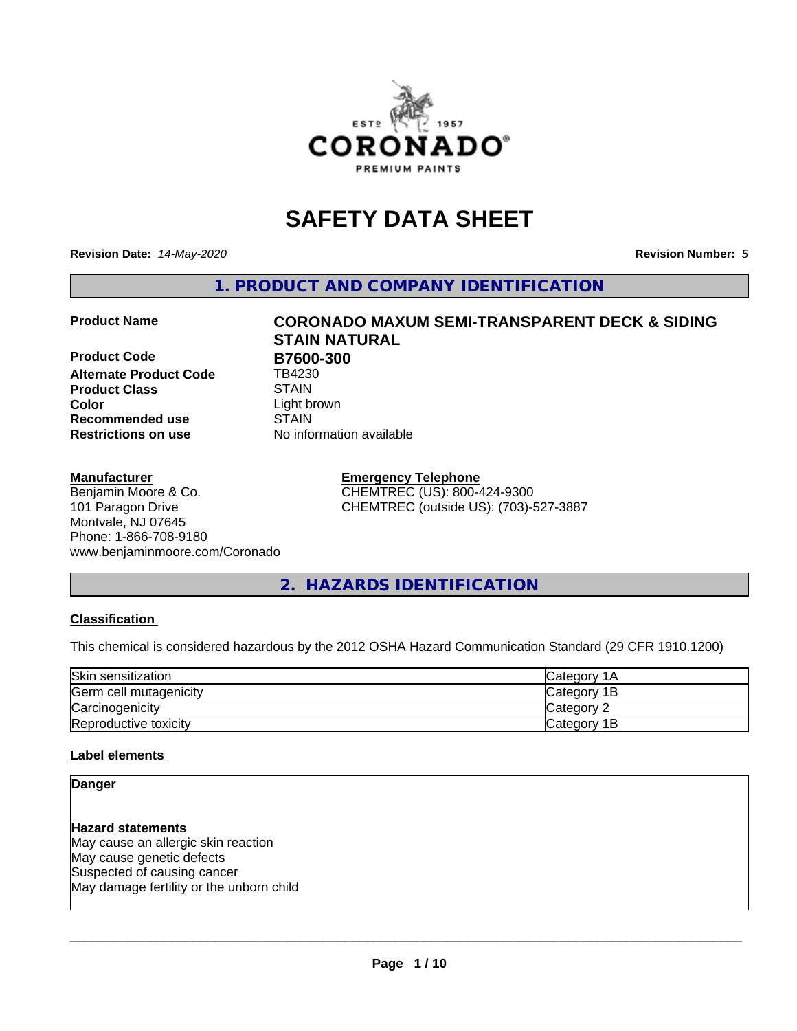# SAFETY DATA SHEET

**Revision Date:** *14-May-2020* **Revision Number:** *5*

## 1. PRODUCT AND COMPANY IDENTIFICATION

| | |
|---|---|
| **Product Name** | **CORONADO MAXUM SEMI-TRANSPARENT DECK & SIDING STAIN NATURAL** |
| **Product Code** | **B7600-300** |
| **Alternate Product Code** | TB4230 |
| **Product Class** | STAIN |
| **Color** | Light brown |
| **Recommended use** | STAIN |
| **Restrictions on use** | No information available |

**Manufacturer**
Benjamin Moore & Co.
101 Paragon Drive
Montvale, NJ 07645
Phone: 1-866-708-9180
www.benjaminmoore.com/Coronado

**Emergency Telephone**
CHEMTREC (US): 800-424-9300
CHEMTREC (outside US): (703)-527-3887

## 2. HAZARDS IDENTIFICATION

### Classification

This chemical is considered hazardous by the 2012 OSHA Hazard Communication Standard (29 CFR 1910.1200)

| | |
|---|---|
| Skin sensitization | Category 1A |
| Germ cell mutagenicity | Category 1B |
| Carcinogenicity | Category 2 |
| Reproductive toxicity | Category 1B |

### Label elements

**Danger**

**Hazard statements**
May cause an allergic skin reaction
May cause genetic defects
Suspected of causing cancer
May damage fertility or the unborn child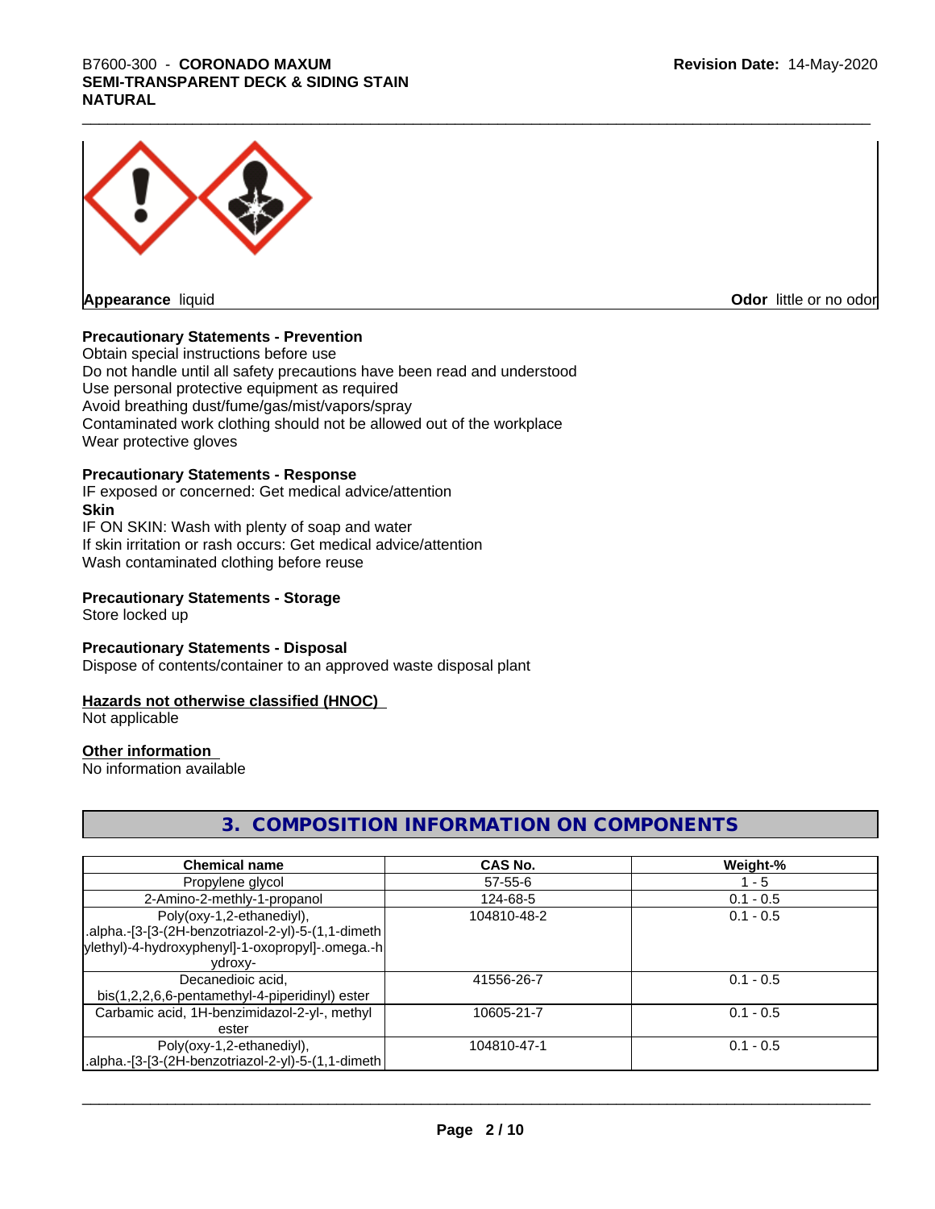**Appearance** liquid **Odor** little or no odor

**Precautionary Statements - Prevention**

Obtain special instructions before use
Do not handle until all safety precautions have been read and understood
Use personal protective equipment as required
Avoid breathing dust/fume/gas/mist/vapors/spray
Contaminated work clothing should not be allowed out of the workplace
Wear protective gloves

**Precautionary Statements - Response**

IF exposed or concerned: Get medical advice/attention

**Skin**

IF ON SKIN: Wash with plenty of soap and water
If skin irritation or rash occurs: Get medical advice/attention
Wash contaminated clothing before reuse

**Precautionary Statements - Storage**

Store locked up

**Precautionary Statements - Disposal**

Dispose of contents/container to an approved waste disposal plant

**Hazards not otherwise classified (HNOC)**

Not applicable

**Other information**

No information available

## 3. COMPOSITION INFORMATION ON COMPONENTS

| Chemical name | CAS No. | Weight-% |
|---|---|---|
| Propylene glycol | 57-55-6 | 1 - 5 |
| 2-Amino-2-methly-1-propanol | 124-68-5 | 0.1 - 0.5 |
| Poly(oxy-1,2-ethanediyl), .alpha.-[3-[3-(2H-benzotriazol-2-yl)-5-(1,1-dimethylethyl)-4-hydroxyphenyl]-1-oxopropyl]-.omega.-hydroxy- | 104810-48-2 | 0.1 - 0.5 |
| Decanedioic acid, bis(1,2,2,6,6-pentamethyl-4-piperidinyl) ester | 41556-26-7 | 0.1 - 0.5 |
| Carbamic acid, 1H-benzimidazol-2-yl-, methyl ester | 10605-21-7 | 0.1 - 0.5 |
| Poly(oxy-1,2-ethanediyl), .alpha.-[3-[3-(2H-benzotriazol-2-yl)-5-(1,1-dimeth | 104810-47-1 | 0.1 - 0.5 |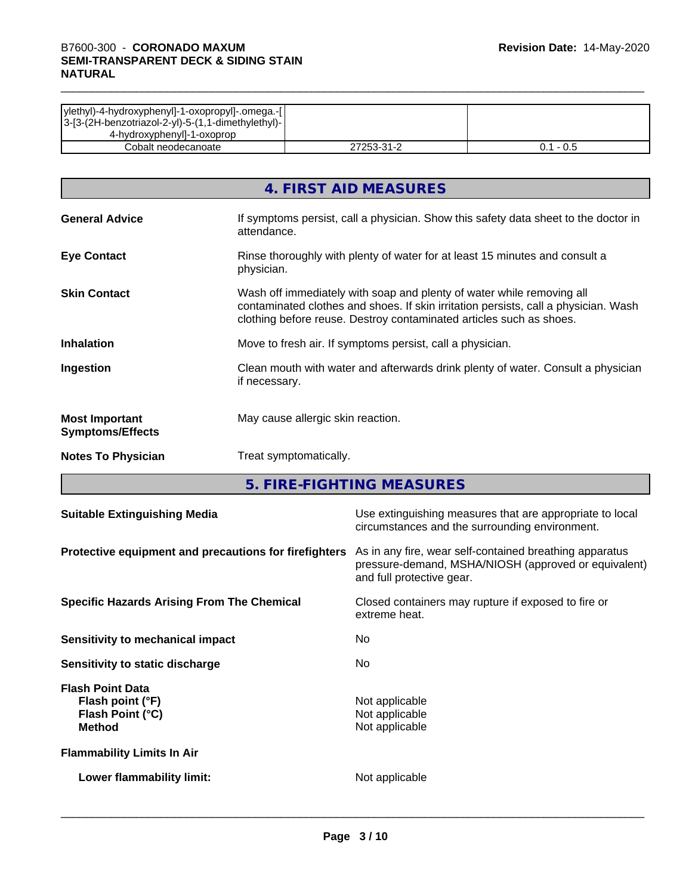| | | |
|---|---|---|
| ylethyl)-4-hydroxyphenyl]-1-oxopropyl]-.omega.-[3-[3-(2H-benzotriazol-2-yl)-5-(1,1-dimethylethyl)-4-hydroxyphenyl]-1-oxoprop | | |
| Cobalt neodecanoate | 27253-31-2 | 0.1 - 0.5 |

## 4. FIRST AID MEASURES

**General Advice** If symptoms persist, call a physician. Show this safety data sheet to the doctor in attendance.

**Eye Contact** Rinse thoroughly with plenty of water for at least 15 minutes and consult a physician.

**Skin Contact** Wash off immediately with soap and plenty of water while removing all contaminated clothes and shoes. If skin irritation persists, call a physician. Wash clothing before reuse. Destroy contaminated articles such as shoes.

**Inhalation** Move to fresh air. If symptoms persist, call a physician.

**Ingestion** Clean mouth with water and afterwards drink plenty of water. Consult a physician if necessary.

**Most Important Symptoms/Effects** May cause allergic skin reaction.

**Notes To Physician** Treat symptomatically.

## 5. FIRE-FIGHTING MEASURES

**Suitable Extinguishing Media** Use extinguishing measures that are appropriate to local circumstances and the surrounding environment.

**Protective equipment and precautions for firefighters** As in any fire, wear self-contained breathing apparatus pressure-demand, MSHA/NIOSH (approved or equivalent) and full protective gear.

**Specific Hazards Arising From The Chemical** Closed containers may rupture if exposed to fire or extreme heat.

**Sensitivity to mechanical impact** No

**Sensitivity to static discharge** No

**Flash Point Data**
- **Flash point (°F)** Not applicable
- **Flash Point (°C)** Not applicable
- **Method** Not applicable

**Flammability Limits In Air**

- **Lower flammability limit:** Not applicable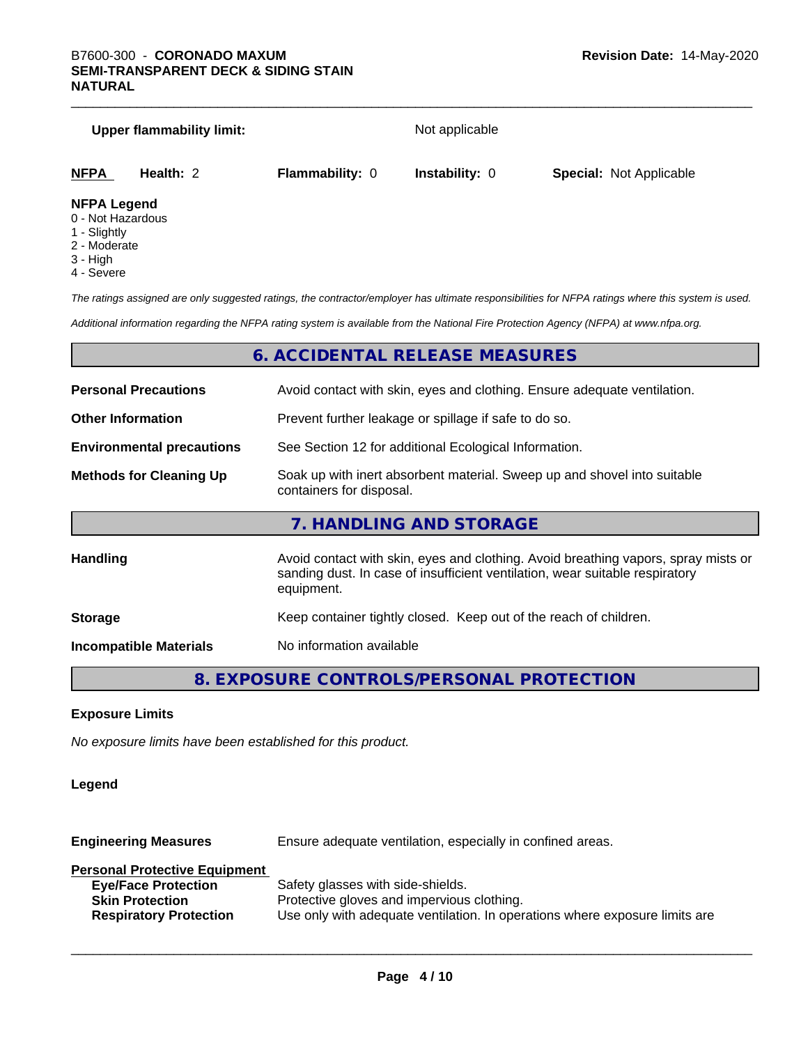| | |
|---|---|
| **Upper flammability limit:** | Not applicable |

| **NFPA** | **Health:** 2 | **Flammability:** 0 | **Instability:** 0 | **Special:** Not Applicable |
|---|---|---|---|---|

**NFPA Legend**
0 - Not Hazardous
1 - Slightly
2 - Moderate
3 - High
4 - Severe

*The ratings assigned are only suggested ratings, the contractor/employer has ultimate responsibilities for NFPA ratings where this system is used.*

*Additional information regarding the NFPA rating system is available from the National Fire Protection Agency (NFPA) at www.nfpa.org.*

## 6. ACCIDENTAL RELEASE MEASURES

| | |
|---|---|
| **Personal Precautions** | Avoid contact with skin, eyes and clothing. Ensure adequate ventilation. |
| **Other Information** | Prevent further leakage or spillage if safe to do so. |
| **Environmental precautions** | See Section 12 for additional Ecological Information. |
| **Methods for Cleaning Up** | Soak up with inert absorbent material. Sweep up and shovel into suitable containers for disposal. |

## 7. HANDLING AND STORAGE

| | |
|---|---|
| **Handling** | Avoid contact with skin, eyes and clothing. Avoid breathing vapors, spray mists or sanding dust. In case of insufficient ventilation, wear suitable respiratory equipment. |
| **Storage** | Keep container tightly closed. Keep out of the reach of children. |
| **Incompatible Materials** | No information available |

## 8. EXPOSURE CONTROLS/PERSONAL PROTECTION

**Exposure Limits**

*No exposure limits have been established for this product.*

**Legend**

| | |
|---|---|
| **Engineering Measures** | Ensure adequate ventilation, especially in confined areas. |

**Personal Protective Equipment**

| | |
|---|---|
| **Eye/Face Protection** | Safety glasses with side-shields. |
| **Skin Protection** | Protective gloves and impervious clothing. |
| **Respiratory Protection** | Use only with adequate ventilation. In operations where exposure limits are |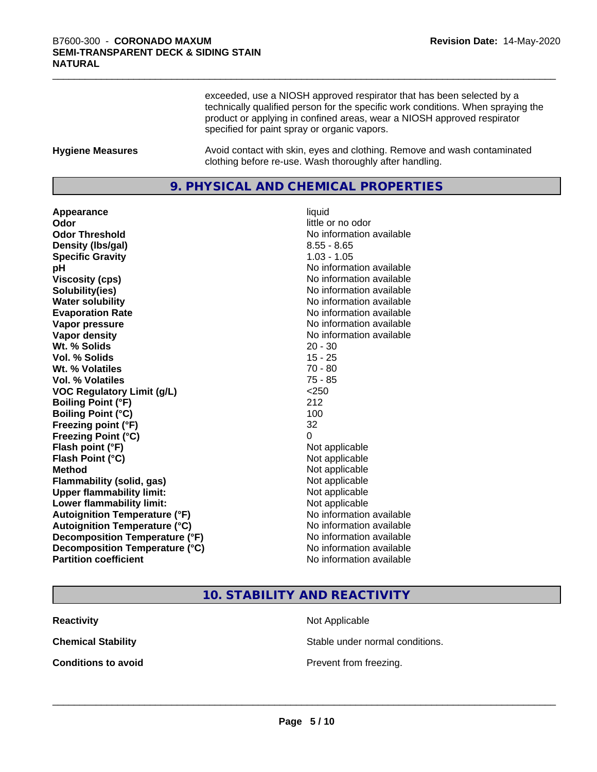exceeded, use a NIOSH approved respirator that has been selected by a technically qualified person for the specific work conditions. When spraying the product or applying in confined areas, wear a NIOSH approved respirator specified for paint spray or organic vapors.

| | |
|---|---|
| **Hygiene Measures** | Avoid contact with skin, eyes and clothing. Remove and wash contaminated clothing before re-use. Wash thoroughly after handling. |

## 9. PHYSICAL AND CHEMICAL PROPERTIES

| | |
|---|---|
| **Appearance** | liquid |
| **Odor** | little or no odor |
| **Odor Threshold** | No information available |
| **Density (lbs/gal)** | 8.55 - 8.65 |
| **Specific Gravity** | 1.03 - 1.05 |
| **pH** | No information available |
| **Viscosity (cps)** | No information available |
| **Solubility(ies)** | No information available |
| **Water solubility** | No information available |
| **Evaporation Rate** | No information available |
| **Vapor pressure** | No information available |
| **Vapor density** | No information available |
| **Wt. % Solids** | 20 - 30 |
| **Vol. % Solids** | 15 - 25 |
| **Wt. % Volatiles** | 70 - 80 |
| **Vol. % Volatiles** | 75 - 85 |
| **VOC Regulatory Limit (g/L)** | <250 |
| **Boiling Point (°F)** | 212 |
| **Boiling Point (°C)** | 100 |
| **Freezing point (°F)** | 32 |
| **Freezing Point (°C)** | 0 |
| **Flash point (°F)** | Not applicable |
| **Flash Point (°C)** | Not applicable |
| **Method** | Not applicable |
| **Flammability (solid, gas)** | Not applicable |
| **Upper flammability limit:** | Not applicable |
| **Lower flammability limit:** | Not applicable |
| **Autoignition Temperature (°F)** | No information available |
| **Autoignition Temperature (°C)** | No information available |
| **Decomposition Temperature (°F)** | No information available |
| **Decomposition Temperature (°C)** | No information available |
| **Partition coefficient** | No information available |

## 10. STABILITY AND REACTIVITY

| | |
|---|---|
| **Reactivity** | Not Applicable |
| **Chemical Stability** | Stable under normal conditions. |
| **Conditions to avoid** | Prevent from freezing. |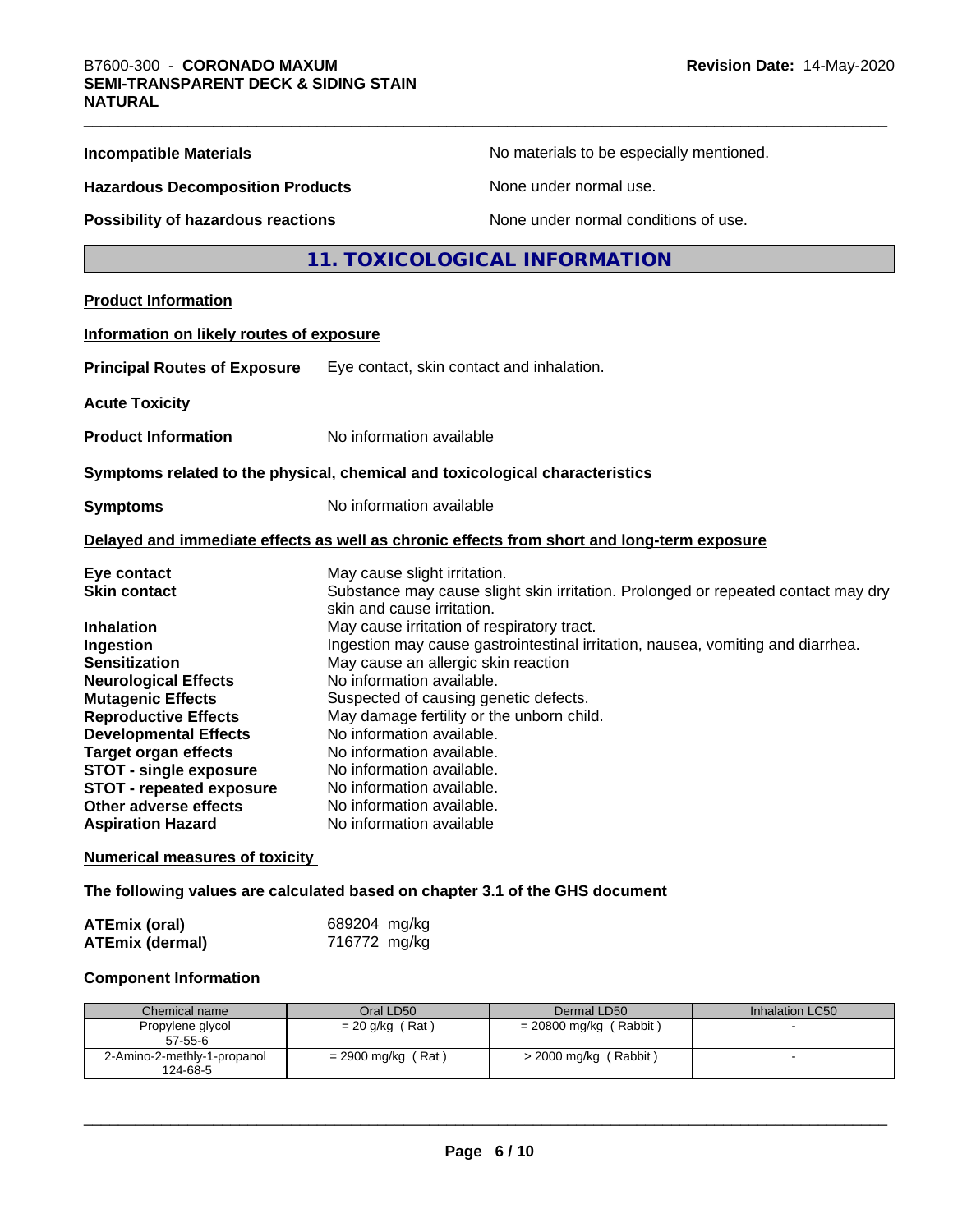| | |
|---|---|
| **Incompatible Materials** | No materials to be especially mentioned. |
| **Hazardous Decomposition Products** | None under normal use. |
| **Possibility of hazardous reactions** | None under normal conditions of use. |

## 11. TOXICOLOGICAL INFORMATION

**Product Information**

**Information on likely routes of exposure**

**Principal Routes of Exposure** Eye contact, skin contact and inhalation.

**Acute Toxicity**

**Product Information** No information available

**Symptoms related to the physical, chemical and toxicological characteristics**

**Symptoms** No information available

**Delayed and immediate effects as well as chronic effects from short and long-term exposure**

| | |
|---|---|
| **Eye contact** | May cause slight irritation. |
| **Skin contact** | Substance may cause slight skin irritation. Prolonged or repeated contact may dry skin and cause irritation. |
| **Inhalation** | May cause irritation of respiratory tract. |
| **Ingestion** | Ingestion may cause gastrointestinal irritation, nausea, vomiting and diarrhea. |
| **Sensitization** | May cause an allergic skin reaction |
| **Neurological Effects** | No information available. |
| **Mutagenic Effects** | Suspected of causing genetic defects. |
| **Reproductive Effects** | May damage fertility or the unborn child. |
| **Developmental Effects** | No information available. |
| **Target organ effects** | No information available. |
| **STOT - single exposure** | No information available. |
| **STOT - repeated exposure** | No information available. |
| **Other adverse effects** | No information available. |
| **Aspiration Hazard** | No information available |

**Numerical measures of toxicity**

**The following values are calculated based on chapter 3.1 of the GHS document**

| | |
|---|---|
| **ATEmix (oral)** | 689204 mg/kg |
| **ATEmix (dermal)** | 716772 mg/kg |

**Component Information**

| Chemical name | Oral LD50 | Dermal LD50 | Inhalation LC50 |
|---|---|---|---|
| Propylene glycol<br>57-55-6 | = 20 g/kg ( Rat ) | = 20800 mg/kg ( Rabbit ) | - |
| 2-Amino-2-methly-1-propanol<br>124-68-5 | = 2900 mg/kg ( Rat ) | > 2000 mg/kg ( Rabbit ) | - |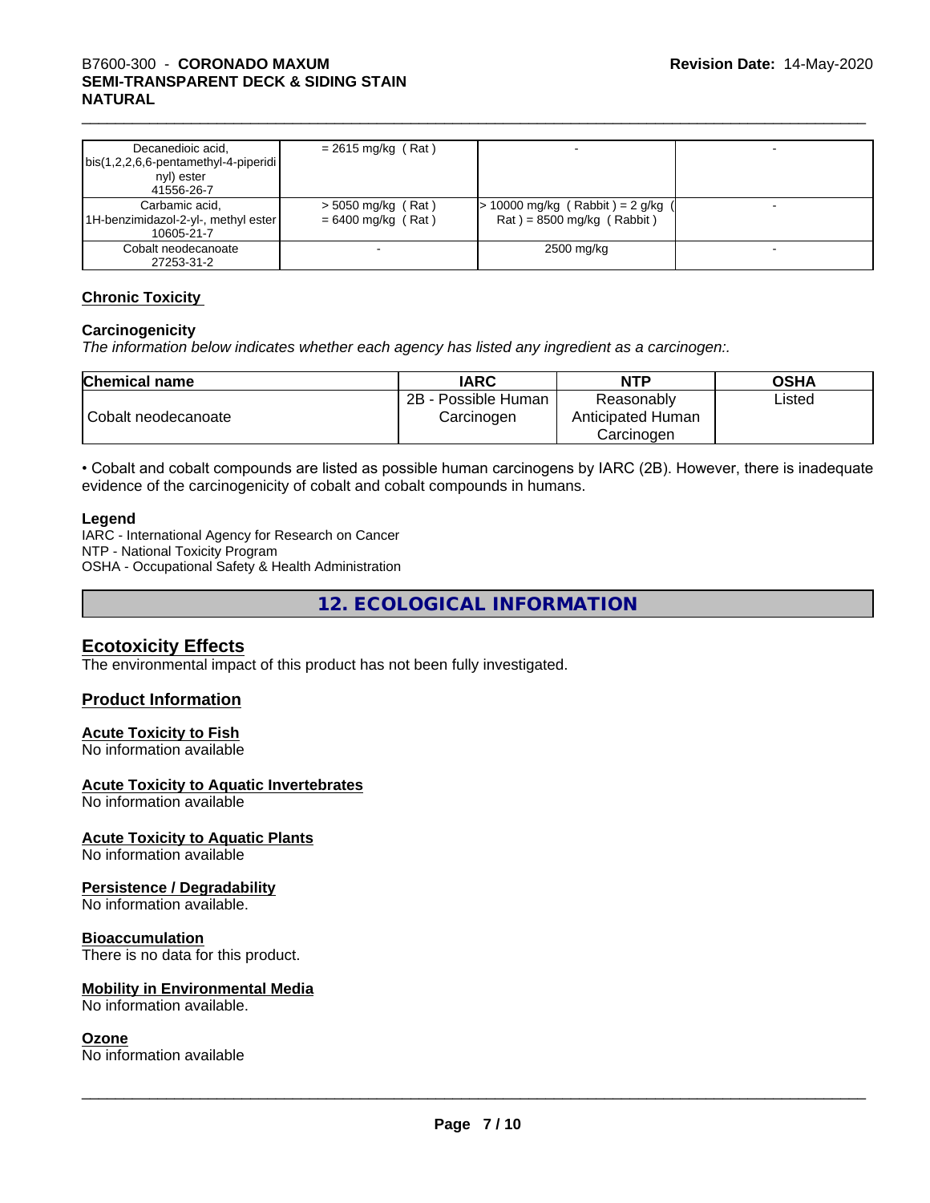| Decanedioic acid, bis(1,2,2,6,6-pentamethyl-4-piperidinyl) ester 41556-26-7 | = 2615 mg/kg ( Rat ) | - | - |
|---|---|---|---|
| Carbamic acid, 1H-benzimidazol-2-yl-, methyl ester 10605-21-7 | > 5050 mg/kg ( Rat ) = 6400 mg/kg ( Rat ) | > 10000 mg/kg ( Rabbit ) = 2 g/kg ( Rat ) = 8500 mg/kg ( Rabbit ) | - |
| Cobalt neodecanoate 27253-31-2 | - | 2500 mg/kg | - |

## Chronic Toxicity

### Carcinogenicity

*The information below indicates whether each agency has listed any ingredient as a carcinogen:.*

| Chemical name | IARC | NTP | OSHA |
|---|---|---|---|
| Cobalt neodecanoate | 2B - Possible Human Carcinogen | Reasonably Anticipated Human Carcinogen | Listed |

• Cobalt and cobalt compounds are listed as possible human carcinogens by IARC (2B). However, there is inadequate evidence of the carcinogenicity of cobalt and cobalt compounds in humans.

**Legend**

IARC - International Agency for Research on Cancer
NTP - National Toxicity Program
OSHA - Occupational Safety & Health Administration

# 12. ECOLOGICAL INFORMATION

## Ecotoxicity Effects

The environmental impact of this product has not been fully investigated.

## Product Information

### Acute Toxicity to Fish

No information available

### Acute Toxicity to Aquatic Invertebrates

No information available

### Acute Toxicity to Aquatic Plants

No information available

### Persistence / Degradability

No information available.

### Bioaccumulation

There is no data for this product.

### Mobility in Environmental Media

No information available.

### Ozone

No information available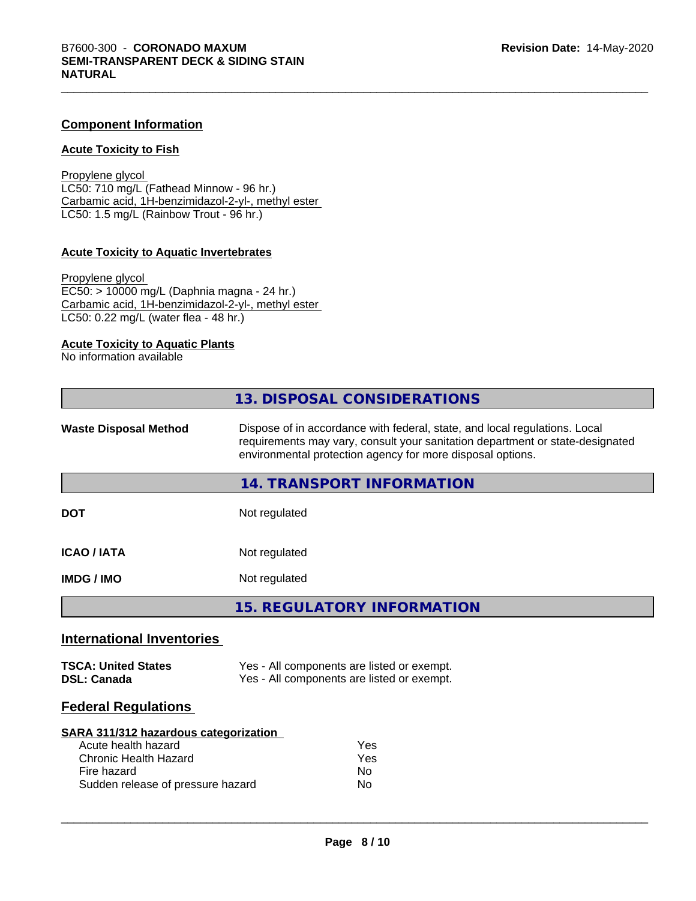## Component Information

### Acute Toxicity to Fish

Propylene glycol
LC50: 710 mg/L (Fathead Minnow - 96 hr.)
Carbamic acid, 1H-benzimidazol-2-yl-, methyl ester
LC50: 1.5 mg/L (Rainbow Trout - 96 hr.)

### Acute Toxicity to Aquatic Invertebrates

Propylene glycol
EC50: > 10000 mg/L (Daphnia magna - 24 hr.)
Carbamic acid, 1H-benzimidazol-2-yl-, methyl ester
LC50: 0.22 mg/L (water flea - 48 hr.)

### Acute Toxicity to Aquatic Plants

No information available

## 13. DISPOSAL CONSIDERATIONS

**Waste Disposal Method** — Dispose of in accordance with federal, state, and local regulations. Local requirements may vary, consult your sanitation department or state-designated environmental protection agency for more disposal options.

## 14. TRANSPORT INFORMATION

**DOT** — Not regulated

**ICAO / IATA** — Not regulated

**IMDG / IMO** — Not regulated

## 15. REGULATORY INFORMATION

### International Inventories

| | |
|---|---|
| **TSCA: United States** | Yes - All components are listed or exempt. |
| **DSL: Canada** | Yes - All components are listed or exempt. |

### Federal Regulations

**SARA 311/312 hazardous categorization**

| | |
|---|---|
| Acute health hazard | Yes |
| Chronic Health Hazard | Yes |
| Fire hazard | No |
| Sudden release of pressure hazard | No |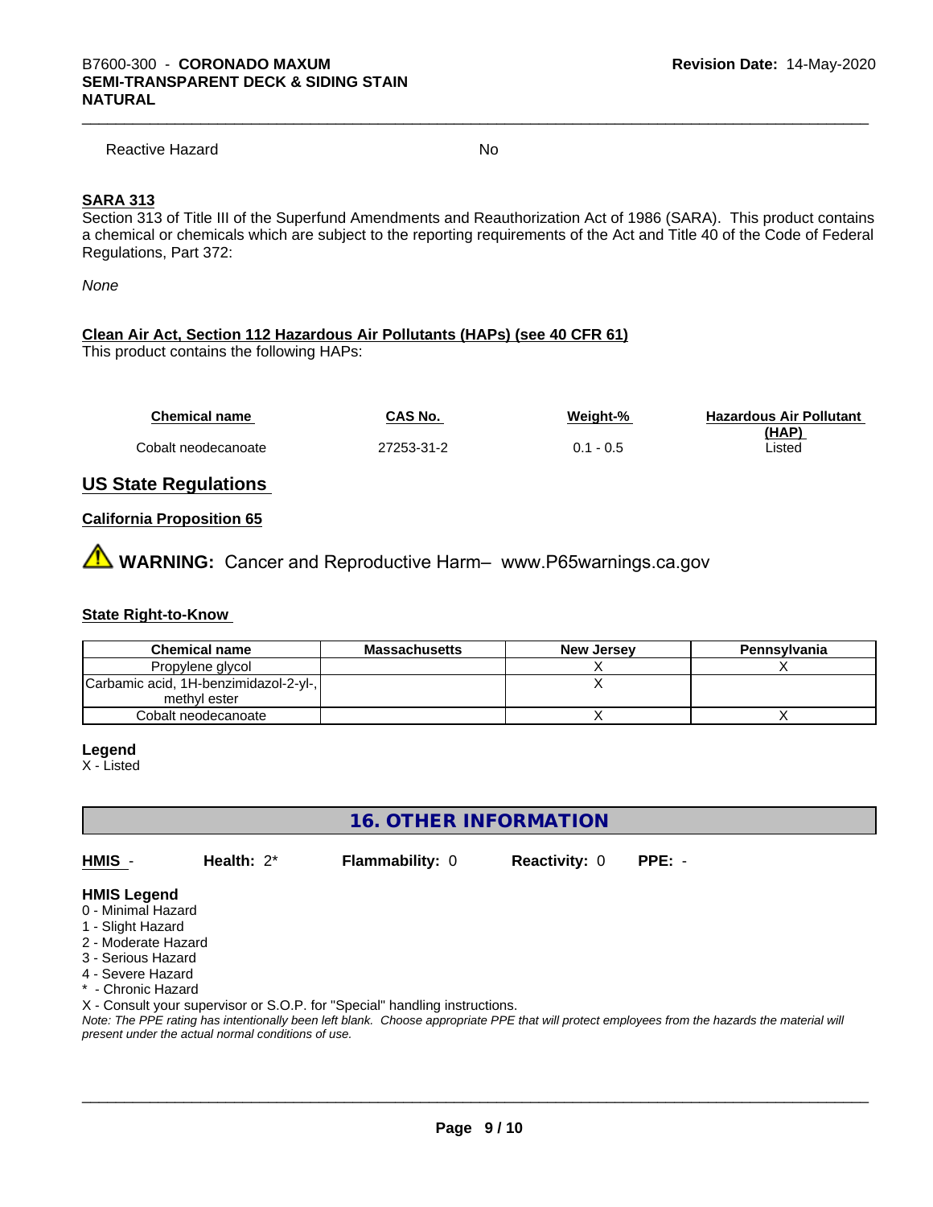Reactive Hazard No

**SARA 313**

Section 313 of Title III of the Superfund Amendments and Reauthorization Act of 1986 (SARA). This product contains a chemical or chemicals which are subject to the reporting requirements of the Act and Title 40 of the Code of Federal Regulations, Part 372:

*None*

**Clean Air Act, Section 112 Hazardous Air Pollutants (HAPs) (see 40 CFR 61)**

This product contains the following HAPs:

| Chemical name | CAS No. | Weight-% | Hazardous Air Pollutant (HAP) |
|---|---|---|---|
| Cobalt neodecanoate | 27253-31-2 | 0.1 - 0.5 | Listed |

## US State Regulations

**California Proposition 65**

⚠ **WARNING:** Cancer and Reproductive Harm– www.P65warnings.ca.gov

**State Right-to-Know**

| Chemical name | Massachusetts | New Jersey | Pennsylvania |
|---|---|---|---|
| Propylene glycol | | X | X |
| Carbamic acid, 1H-benzimidazol-2-yl-, methyl ester | | X | |
| Cobalt neodecanoate | | X | X |

**Legend**

X - Listed

## 16. OTHER INFORMATION

**HMIS** - **Health:** 2* **Flammability:** 0 **Reactivity:** 0 **PPE:** -

**HMIS Legend**

0 - Minimal Hazard
1 - Slight Hazard
2 - Moderate Hazard
3 - Serious Hazard
4 - Severe Hazard
* - Chronic Hazard
X - Consult your supervisor or S.O.P. for "Special" handling instructions.

*Note: The PPE rating has intentionally been left blank. Choose appropriate PPE that will protect employees from the hazards the material will present under the actual normal conditions of use.*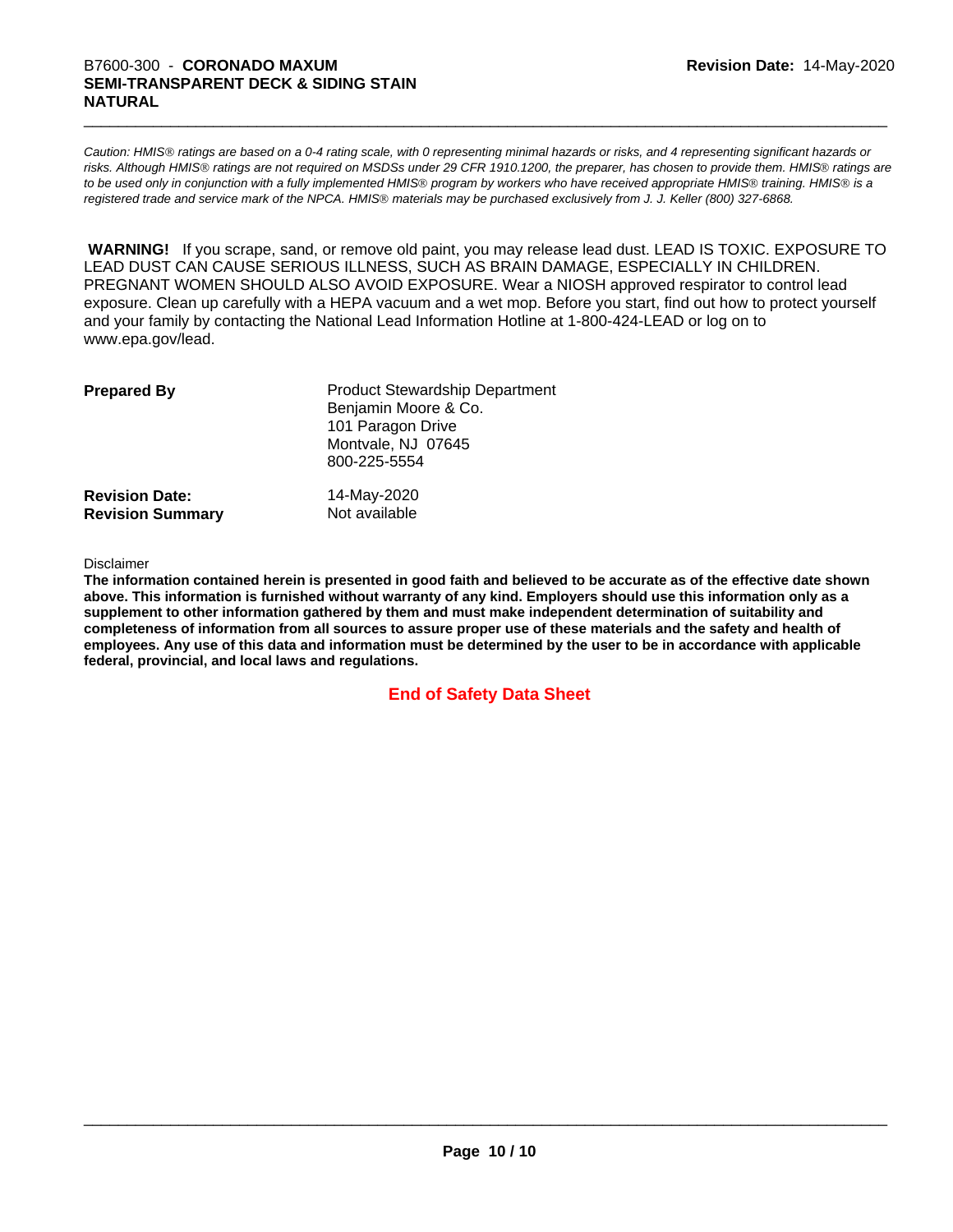*Caution: HMIS® ratings are based on a 0-4 rating scale, with 0 representing minimal hazards or risks, and 4 representing significant hazards or risks. Although HMIS® ratings are not required on MSDSs under 29 CFR 1910.1200, the preparer, has chosen to provide them. HMIS® ratings are to be used only in conjunction with a fully implemented HMIS® program by workers who have received appropriate HMIS® training. HMIS® is a registered trade and service mark of the NPCA. HMIS® materials may be purchased exclusively from J. J. Keller (800) 327-6868.*

**WARNING!** If you scrape, sand, or remove old paint, you may release lead dust. LEAD IS TOXIC. EXPOSURE TO LEAD DUST CAN CAUSE SERIOUS ILLNESS, SUCH AS BRAIN DAMAGE, ESPECIALLY IN CHILDREN. PREGNANT WOMEN SHOULD ALSO AVOID EXPOSURE. Wear a NIOSH approved respirator to control lead exposure. Clean up carefully with a HEPA vacuum and a wet mop. Before you start, find out how to protect yourself and your family by contacting the National Lead Information Hotline at 1-800-424-LEAD or log on to www.epa.gov/lead.

| | |
|---|---|
| **Prepared By** | Product Stewardship Department<br>Benjamin Moore & Co.<br>101 Paragon Drive<br>Montvale, NJ 07645<br>800-225-5554 |
| **Revision Date:** | 14-May-2020 |
| **Revision Summary** | Not available |

Disclaimer

**The information contained herein is presented in good faith and believed to be accurate as of the effective date shown above. This information is furnished without warranty of any kind. Employers should use this information only as a supplement to other information gathered by them and must make independent determination of suitability and completeness of information from all sources to assure proper use of these materials and the safety and health of employees. Any use of this data and information must be determined by the user to be in accordance with applicable federal, provincial, and local laws and regulations.**

**End of Safety Data Sheet**